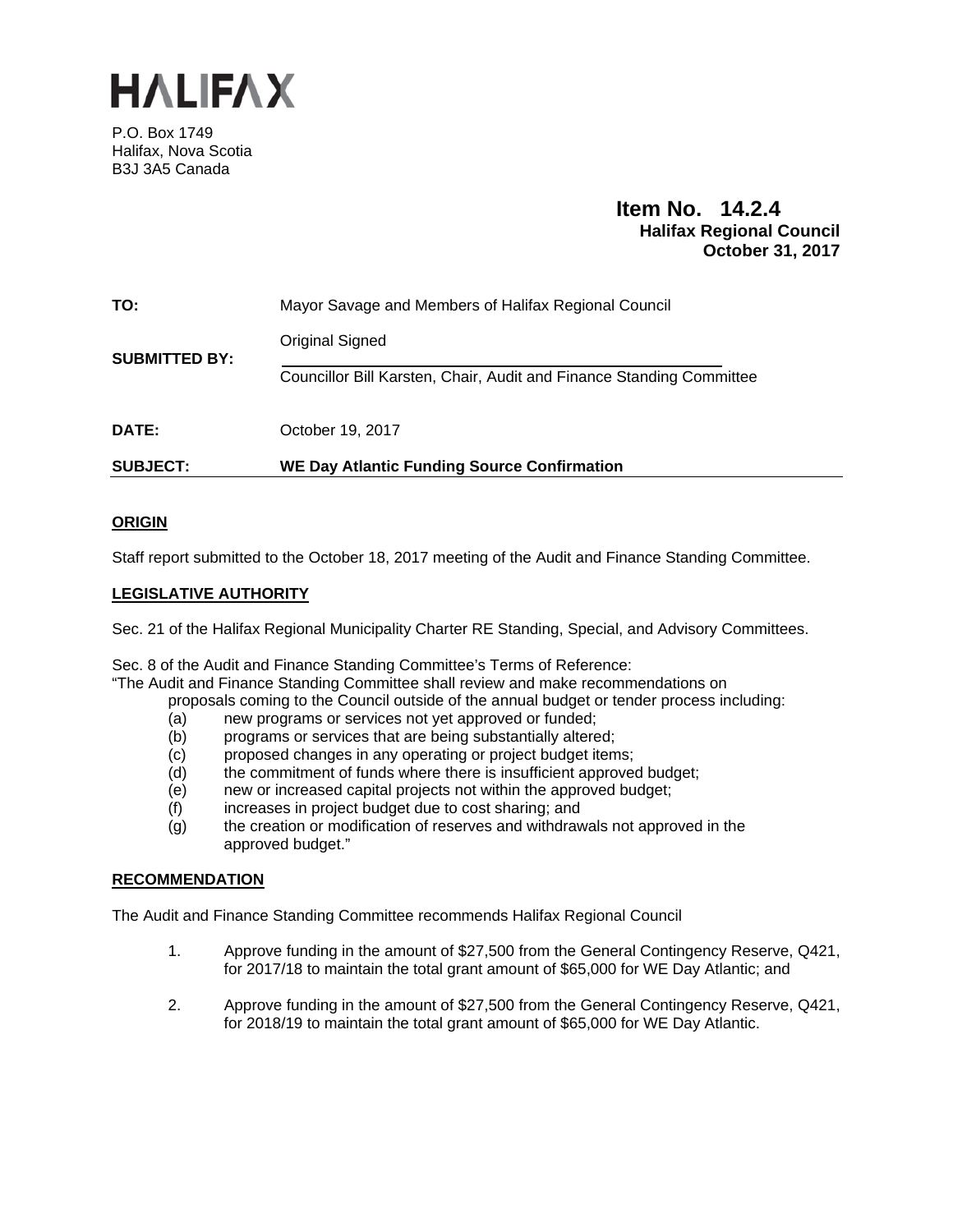# HALIFAX

P.O. Box 1749
Halifax, Nova Scotia
B3J 3A5 Canada

**Item No. 14.2.4**
**Halifax Regional Council**
**October 31, 2017**

**TO:** Mayor Savage and Members of Halifax Regional Council

**SUBMITTED BY:** Original Signed

Councillor Bill Karsten, Chair, Audit and Finance Standing Committee

**DATE:** October 19, 2017

**SUBJECT:** **WE Day Atlantic Funding Source Confirmation**

## ORIGIN

Staff report submitted to the October 18, 2017 meeting of the Audit and Finance Standing Committee.

## LEGISLATIVE AUTHORITY

Sec. 21 of the Halifax Regional Municipality Charter RE Standing, Special, and Advisory Committees.

Sec. 8 of the Audit and Finance Standing Committee's Terms of Reference:
"The Audit and Finance Standing Committee shall review and make recommendations on proposals coming to the Council outside of the annual budget or tender process including:

- (a) new programs or services not yet approved or funded;
- (b) programs or services that are being substantially altered;
- (c) proposed changes in any operating or project budget items;
- (d) the commitment of funds where there is insufficient approved budget;
- (e) new or increased capital projects not within the approved budget;
- (f) increases in project budget due to cost sharing; and
- (g) the creation or modification of reserves and withdrawals not approved in the approved budget."

## RECOMMENDATION

The Audit and Finance Standing Committee recommends Halifax Regional Council

1. Approve funding in the amount of $27,500 from the General Contingency Reserve, Q421, for 2017/18 to maintain the total grant amount of $65,000 for WE Day Atlantic; and

2. Approve funding in the amount of $27,500 from the General Contingency Reserve, Q421, for 2018/19 to maintain the total grant amount of $65,000 for WE Day Atlantic.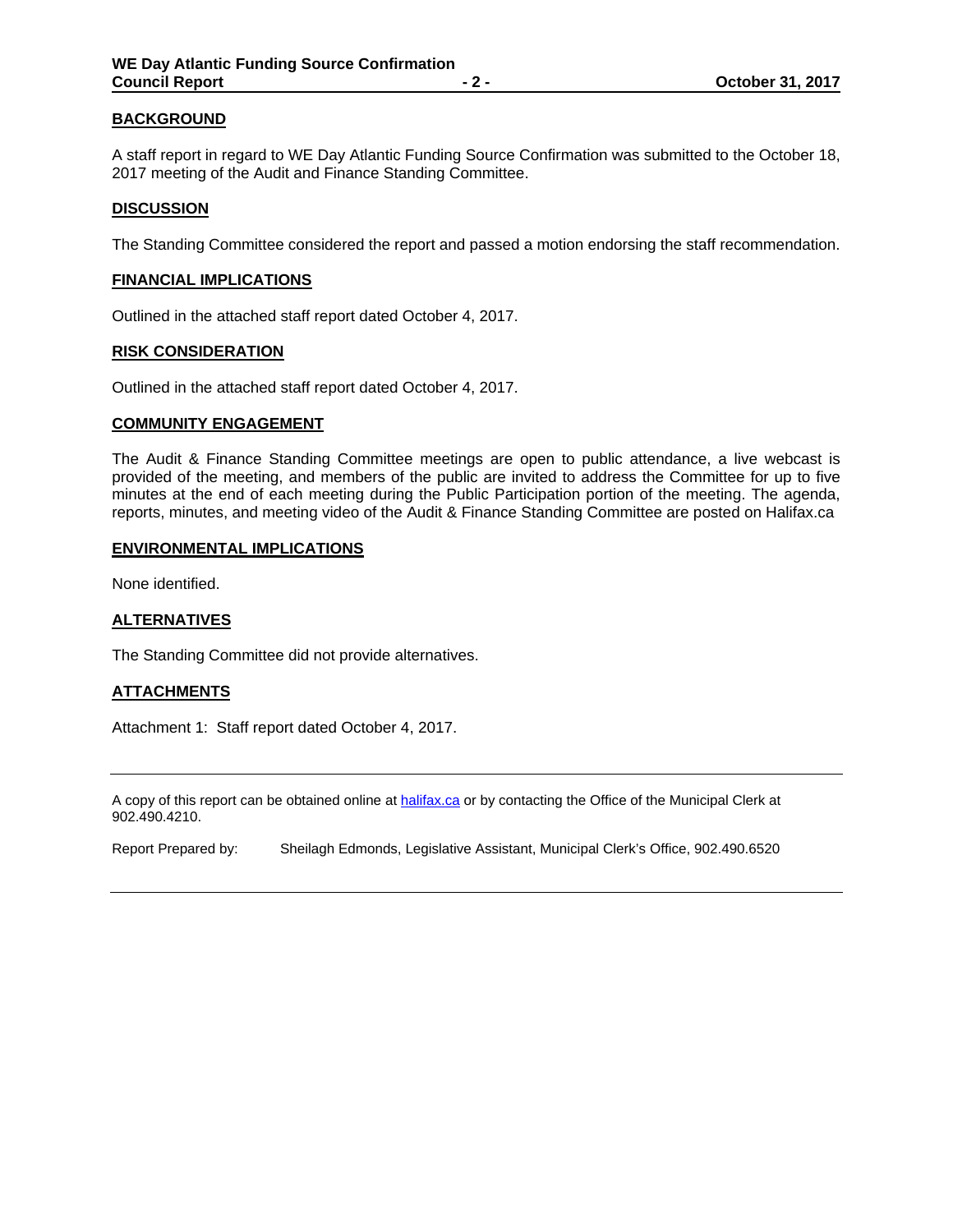## BACKGROUND

A staff report in regard to WE Day Atlantic Funding Source Confirmation was submitted to the October 18, 2017 meeting of the Audit and Finance Standing Committee.

## DISCUSSION

The Standing Committee considered the report and passed a motion endorsing the staff recommendation.

## FINANCIAL IMPLICATIONS

Outlined in the attached staff report dated October 4, 2017.

## RISK CONSIDERATION

Outlined in the attached staff report dated October 4, 2017.

## COMMUNITY ENGAGEMENT

The Audit & Finance Standing Committee meetings are open to public attendance, a live webcast is provided of the meeting, and members of the public are invited to address the Committee for up to five minutes at the end of each meeting during the Public Participation portion of the meeting. The agenda, reports, minutes, and meeting video of the Audit & Finance Standing Committee are posted on Halifax.ca

## ENVIRONMENTAL IMPLICATIONS

None identified.

## ALTERNATIVES

The Standing Committee did not provide alternatives.

## ATTACHMENTS

Attachment 1: Staff report dated October 4, 2017.

---

A copy of this report can be obtained online at halifax.ca or by contacting the Office of the Municipal Clerk at 902.490.4210.

Report Prepared by: Sheilagh Edmonds, Legislative Assistant, Municipal Clerk's Office, 902.490.6520

---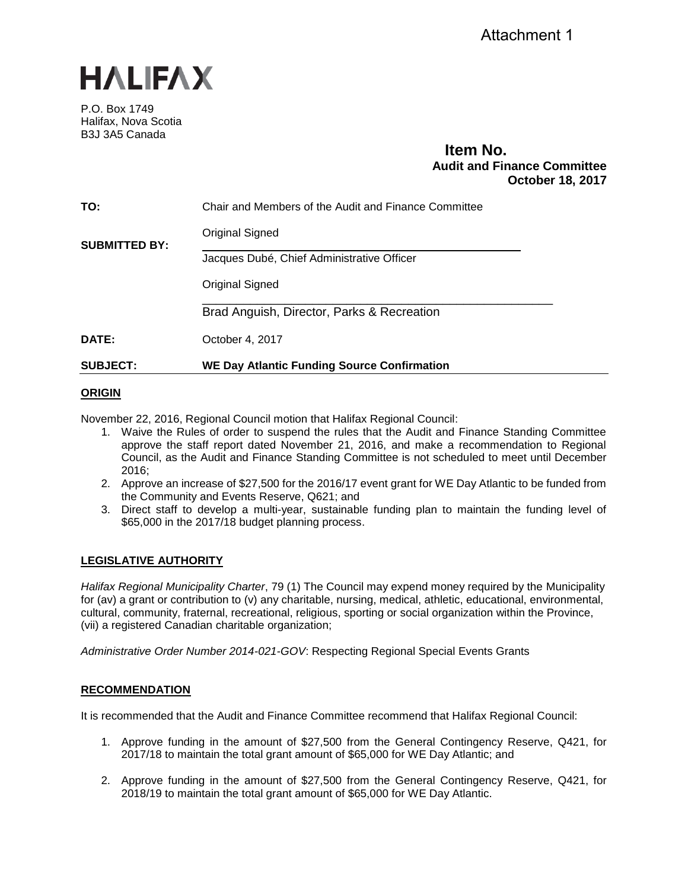Attachment 1

# HALIFAX

P.O. Box 1749
Halifax, Nova Scotia
B3J 3A5 Canada

**Item No.**
**Audit and Finance Committee**
**October 18, 2017**

**TO:** Chair and Members of the Audit and Finance Committee

**SUBMITTED BY:**
Original Signed

Jacques Dubé, Chief Administrative Officer

Original Signed

Brad Anguish, Director, Parks & Recreation

**DATE:** October 4, 2017

**SUBJECT:** **WE Day Atlantic Funding Source Confirmation**

## ORIGIN

November 22, 2016, Regional Council motion that Halifax Regional Council:

1. Waive the Rules of order to suspend the rules that the Audit and Finance Standing Committee approve the staff report dated November 21, 2016, and make a recommendation to Regional Council, as the Audit and Finance Standing Committee is not scheduled to meet until December 2016;
2. Approve an increase of $27,500 for the 2016/17 event grant for WE Day Atlantic to be funded from the Community and Events Reserve, Q621; and
3. Direct staff to develop a multi-year, sustainable funding plan to maintain the funding level of $65,000 in the 2017/18 budget planning process.

## LEGISLATIVE AUTHORITY

*Halifax Regional Municipality Charter*, 79 (1) The Council may expend money required by the Municipality for (av) a grant or contribution to (v) any charitable, nursing, medical, athletic, educational, environmental, cultural, community, fraternal, recreational, religious, sporting or social organization within the Province, (vii) a registered Canadian charitable organization;

*Administrative Order Number 2014-021-GOV*: Respecting Regional Special Events Grants

## RECOMMENDATION

It is recommended that the Audit and Finance Committee recommend that Halifax Regional Council:

1. Approve funding in the amount of $27,500 from the General Contingency Reserve, Q421, for 2017/18 to maintain the total grant amount of $65,000 for WE Day Atlantic; and
2. Approve funding in the amount of $27,500 from the General Contingency Reserve, Q421, for 2018/19 to maintain the total grant amount of $65,000 for WE Day Atlantic.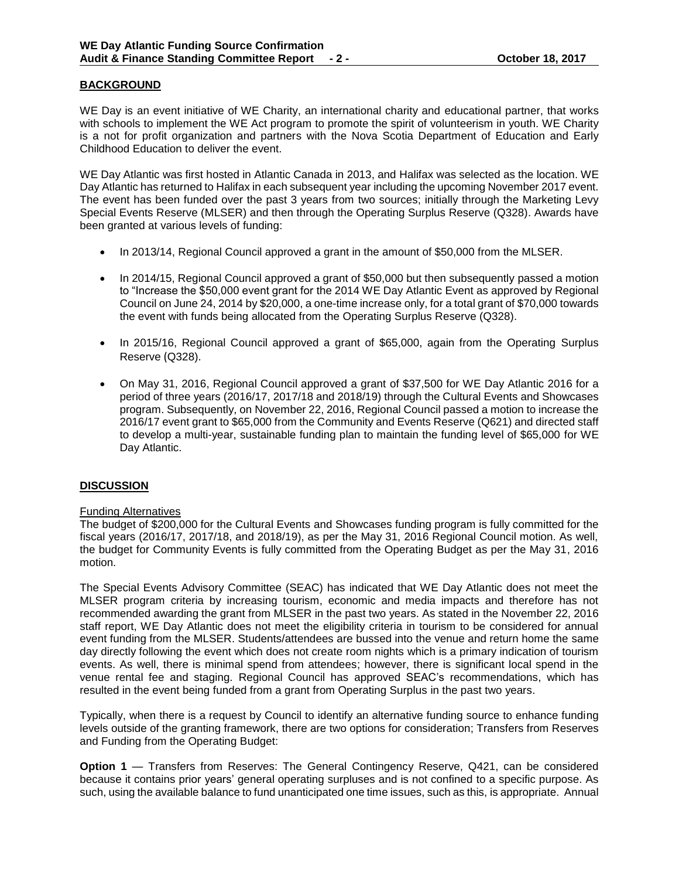## BACKGROUND

WE Day is an event initiative of WE Charity, an international charity and educational partner, that works with schools to implement the WE Act program to promote the spirit of volunteerism in youth. WE Charity is a not for profit organization and partners with the Nova Scotia Department of Education and Early Childhood Education to deliver the event.

WE Day Atlantic was first hosted in Atlantic Canada in 2013, and Halifax was selected as the location. WE Day Atlantic has returned to Halifax in each subsequent year including the upcoming November 2017 event. The event has been funded over the past 3 years from two sources; initially through the Marketing Levy Special Events Reserve (MLSER) and then through the Operating Surplus Reserve (Q328). Awards have been granted at various levels of funding:

- In 2013/14, Regional Council approved a grant in the amount of $50,000 from the MLSER.
- In 2014/15, Regional Council approved a grant of $50,000 but then subsequently passed a motion to "Increase the $50,000 event grant for the 2014 WE Day Atlantic Event as approved by Regional Council on June 24, 2014 by $20,000, a one-time increase only, for a total grant of $70,000 towards the event with funds being allocated from the Operating Surplus Reserve (Q328).
- In 2015/16, Regional Council approved a grant of $65,000, again from the Operating Surplus Reserve (Q328).
- On May 31, 2016, Regional Council approved a grant of $37,500 for WE Day Atlantic 2016 for a period of three years (2016/17, 2017/18 and 2018/19) through the Cultural Events and Showcases program. Subsequently, on November 22, 2016, Regional Council passed a motion to increase the 2016/17 event grant to $65,000 from the Community and Events Reserve (Q621) and directed staff to develop a multi-year, sustainable funding plan to maintain the funding level of $65,000 for WE Day Atlantic.

## DISCUSSION

Funding Alternatives

The budget of $200,000 for the Cultural Events and Showcases funding program is fully committed for the fiscal years (2016/17, 2017/18, and 2018/19), as per the May 31, 2016 Regional Council motion. As well, the budget for Community Events is fully committed from the Operating Budget as per the May 31, 2016 motion.

The Special Events Advisory Committee (SEAC) has indicated that WE Day Atlantic does not meet the MLSER program criteria by increasing tourism, economic and media impacts and therefore has not recommended awarding the grant from MLSER in the past two years. As stated in the November 22, 2016 staff report, WE Day Atlantic does not meet the eligibility criteria in tourism to be considered for annual event funding from the MLSER. Students/attendees are bussed into the venue and return home the same day directly following the event which does not create room nights which is a primary indication of tourism events. As well, there is minimal spend from attendees; however, there is significant local spend in the venue rental fee and staging. Regional Council has approved SEAC's recommendations, which has resulted in the event being funded from a grant from Operating Surplus in the past two years.

Typically, when there is a request by Council to identify an alternative funding source to enhance funding levels outside of the granting framework, there are two options for consideration; Transfers from Reserves and Funding from the Operating Budget:

**Option 1** — Transfers from Reserves: The General Contingency Reserve, Q421, can be considered because it contains prior years' general operating surpluses and is not confined to a specific purpose. As such, using the available balance to fund unanticipated one time issues, such as this, is appropriate. Annual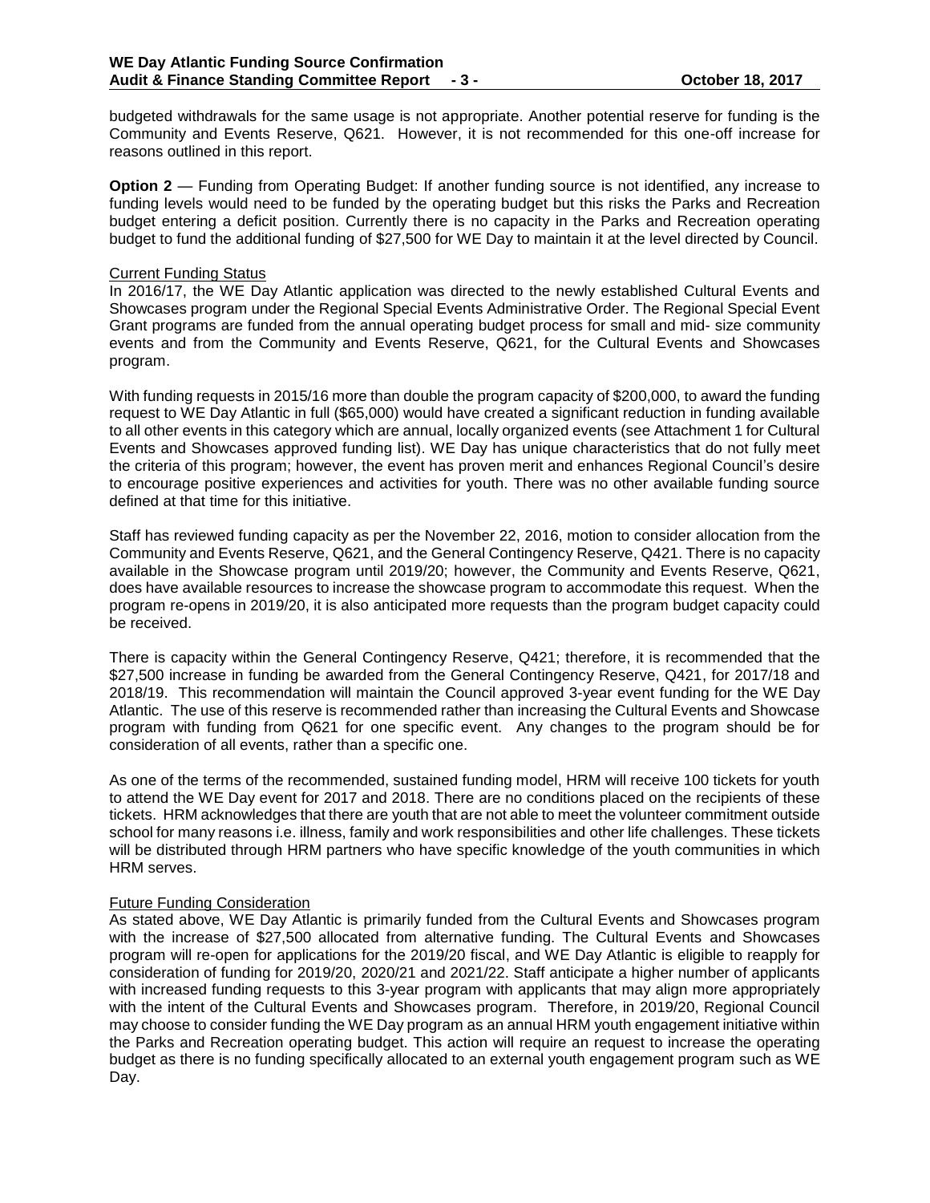budgeted withdrawals for the same usage is not appropriate. Another potential reserve for funding is the Community and Events Reserve, Q621. However, it is not recommended for this one-off increase for reasons outlined in this report.

**Option 2** — Funding from Operating Budget: If another funding source is not identified, any increase to funding levels would need to be funded by the operating budget but this risks the Parks and Recreation budget entering a deficit position. Currently there is no capacity in the Parks and Recreation operating budget to fund the additional funding of $27,500 for WE Day to maintain it at the level directed by Council.

Current Funding Status

In 2016/17, the WE Day Atlantic application was directed to the newly established Cultural Events and Showcases program under the Regional Special Events Administrative Order. The Regional Special Event Grant programs are funded from the annual operating budget process for small and mid- size community events and from the Community and Events Reserve, Q621, for the Cultural Events and Showcases program.

With funding requests in 2015/16 more than double the program capacity of $200,000, to award the funding request to WE Day Atlantic in full ($65,000) would have created a significant reduction in funding available to all other events in this category which are annual, locally organized events (see Attachment 1 for Cultural Events and Showcases approved funding list). WE Day has unique characteristics that do not fully meet the criteria of this program; however, the event has proven merit and enhances Regional Council's desire to encourage positive experiences and activities for youth. There was no other available funding source defined at that time for this initiative.

Staff has reviewed funding capacity as per the November 22, 2016, motion to consider allocation from the Community and Events Reserve, Q621, and the General Contingency Reserve, Q421. There is no capacity available in the Showcase program until 2019/20; however, the Community and Events Reserve, Q621, does have available resources to increase the showcase program to accommodate this request. When the program re-opens in 2019/20, it is also anticipated more requests than the program budget capacity could be received.

There is capacity within the General Contingency Reserve, Q421; therefore, it is recommended that the $27,500 increase in funding be awarded from the General Contingency Reserve, Q421, for 2017/18 and 2018/19. This recommendation will maintain the Council approved 3-year event funding for the WE Day Atlantic. The use of this reserve is recommended rather than increasing the Cultural Events and Showcase program with funding from Q621 for one specific event. Any changes to the program should be for consideration of all events, rather than a specific one.

As one of the terms of the recommended, sustained funding model, HRM will receive 100 tickets for youth to attend the WE Day event for 2017 and 2018. There are no conditions placed on the recipients of these tickets. HRM acknowledges that there are youth that are not able to meet the volunteer commitment outside school for many reasons i.e. illness, family and work responsibilities and other life challenges. These tickets will be distributed through HRM partners who have specific knowledge of the youth communities in which HRM serves.

Future Funding Consideration

As stated above, WE Day Atlantic is primarily funded from the Cultural Events and Showcases program with the increase of $27,500 allocated from alternative funding. The Cultural Events and Showcases program will re-open for applications for the 2019/20 fiscal, and WE Day Atlantic is eligible to reapply for consideration of funding for 2019/20, 2020/21 and 2021/22. Staff anticipate a higher number of applicants with increased funding requests to this 3-year program with applicants that may align more appropriately with the intent of the Cultural Events and Showcases program. Therefore, in 2019/20, Regional Council may choose to consider funding the WE Day program as an annual HRM youth engagement initiative within the Parks and Recreation operating budget. This action will require an request to increase the operating budget as there is no funding specifically allocated to an external youth engagement program such as WE Day.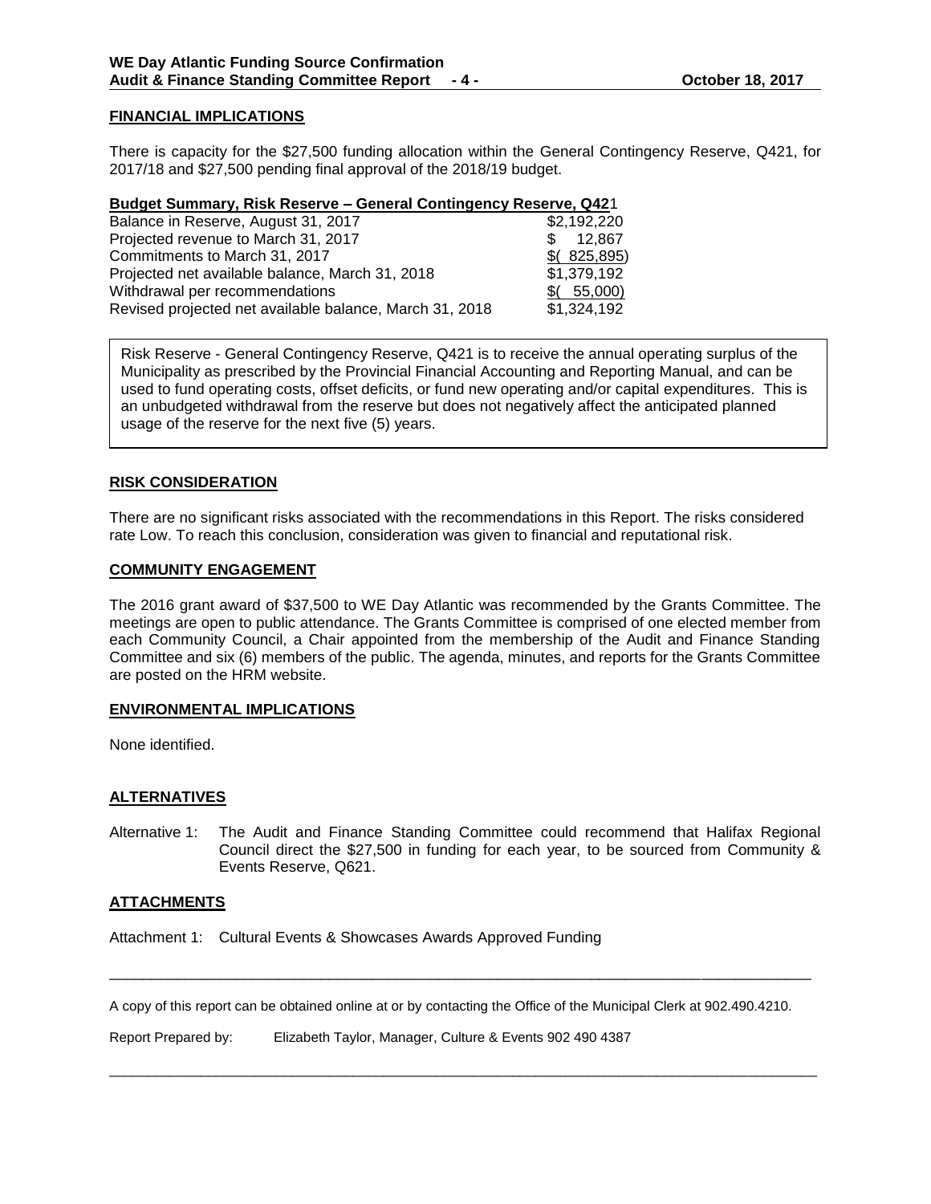## FINANCIAL IMPLICATIONS

There is capacity for the $27,500 funding allocation within the General Contingency Reserve, Q421, for 2017/18 and $27,500 pending final approval of the 2018/19 budget.

**Budget Summary, Risk Reserve – General Contingency Reserve, Q421**

| | |
|---|---|
| Balance in Reserve, August 31, 2017 | $2,192,220 |
| Projected revenue to March 31, 2017 | $ 12,867 |
| Commitments to March 31, 2017 | $( 825,895) |
| Projected net available balance, March 31, 2018 | $1,379,192 |
| Withdrawal per recommendations | $( 55,000) |
| Revised projected net available balance, March 31, 2018 | $1,324,192 |

Risk Reserve - General Contingency Reserve, Q421 is to receive the annual operating surplus of the Municipality as prescribed by the Provincial Financial Accounting and Reporting Manual, and can be used to fund operating costs, offset deficits, or fund new operating and/or capital expenditures. This is an unbudgeted withdrawal from the reserve but does not negatively affect the anticipated planned usage of the reserve for the next five (5) years.

## RISK CONSIDERATION

There are no significant risks associated with the recommendations in this Report. The risks considered rate Low. To reach this conclusion, consideration was given to financial and reputational risk.

## COMMUNITY ENGAGEMENT

The 2016 grant award of $37,500 to WE Day Atlantic was recommended by the Grants Committee. The meetings are open to public attendance. The Grants Committee is comprised of one elected member from each Community Council, a Chair appointed from the membership of the Audit and Finance Standing Committee and six (6) members of the public. The agenda, minutes, and reports for the Grants Committee are posted on the HRM website.

## ENVIRONMENTAL IMPLICATIONS

None identified.

## ALTERNATIVES

Alternative 1: The Audit and Finance Standing Committee could recommend that Halifax Regional Council direct the $27,500 in funding for each year, to be sourced from Community & Events Reserve, Q621.

## ATTACHMENTS

Attachment 1: Cultural Events & Showcases Awards Approved Funding

---

A copy of this report can be obtained online at or by contacting the Office of the Municipal Clerk at 902.490.4210.

Report Prepared by: Elizabeth Taylor, Manager, Culture & Events 902 490 4387

---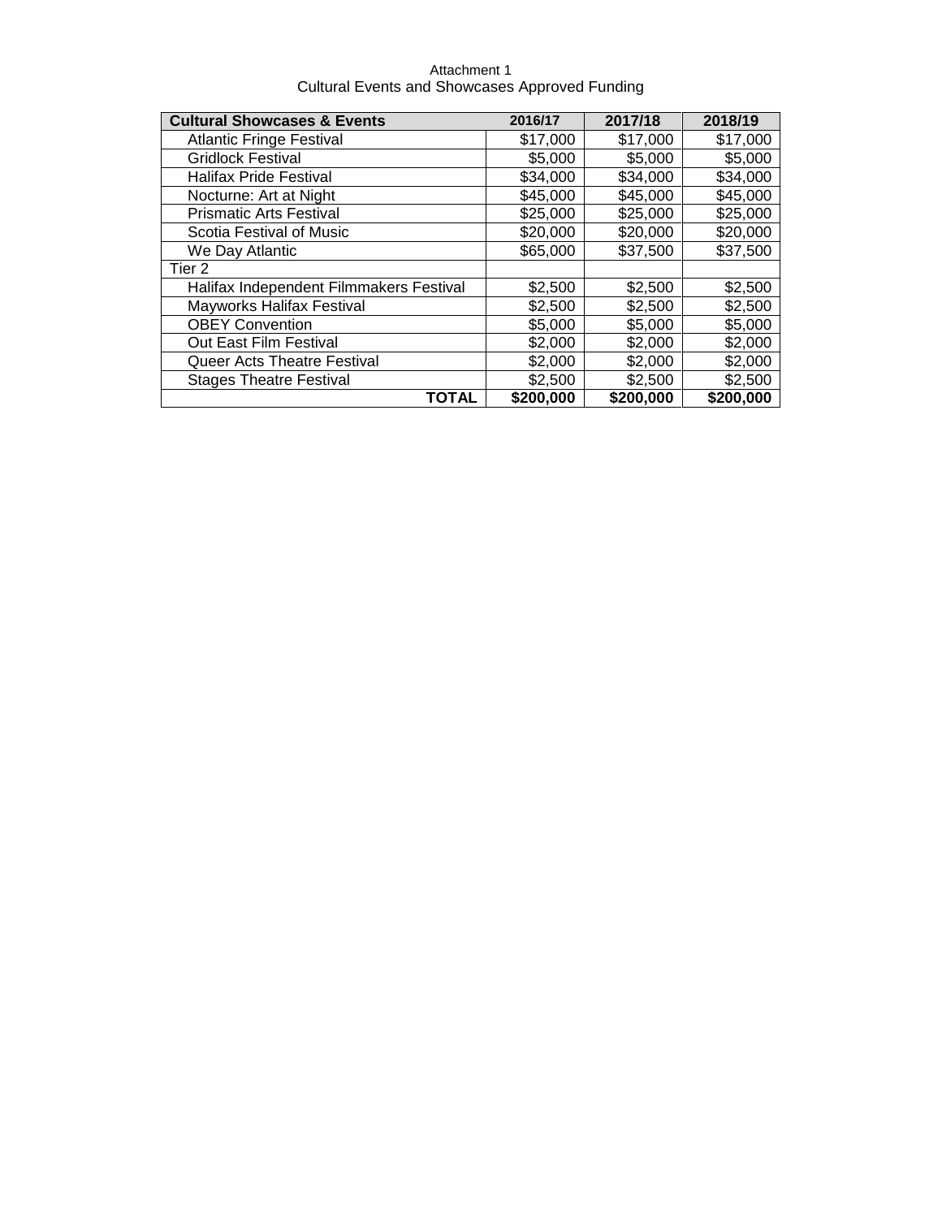Attachment 1

Cultural Events and Showcases Approved Funding

| **Cultural Showcases & Events** | **2016/17** | **2017/18** | **2018/19** |
|---|---|---|---|
| Atlantic Fringe Festival | $17,000 | $17,000 | $17,000 |
| Gridlock Festival | $5,000 | $5,000 | $5,000 |
| Halifax Pride Festival | $34,000 | $34,000 | $34,000 |
| Nocturne: Art at Night | $45,000 | $45,000 | $45,000 |
| Prismatic Arts Festival | $25,000 | $25,000 | $25,000 |
| Scotia Festival of Music | $20,000 | $20,000 | $20,000 |
| We Day Atlantic | $65,000 | $37,500 | $37,500 |
| Tier 2 | | | |
| Halifax Independent Filmmakers Festival | $2,500 | $2,500 | $2,500 |
| Mayworks Halifax Festival | $2,500 | $2,500 | $2,500 |
| OBEY Convention | $5,000 | $5,000 | $5,000 |
| Out East Film Festival | $2,000 | $2,000 | $2,000 |
| Queer Acts Theatre Festival | $2,000 | $2,000 | $2,000 |
| Stages Theatre Festival | $2,500 | $2,500 | $2,500 |
| **TOTAL** | **$200,000** | **$200,000** | **$200,000** |